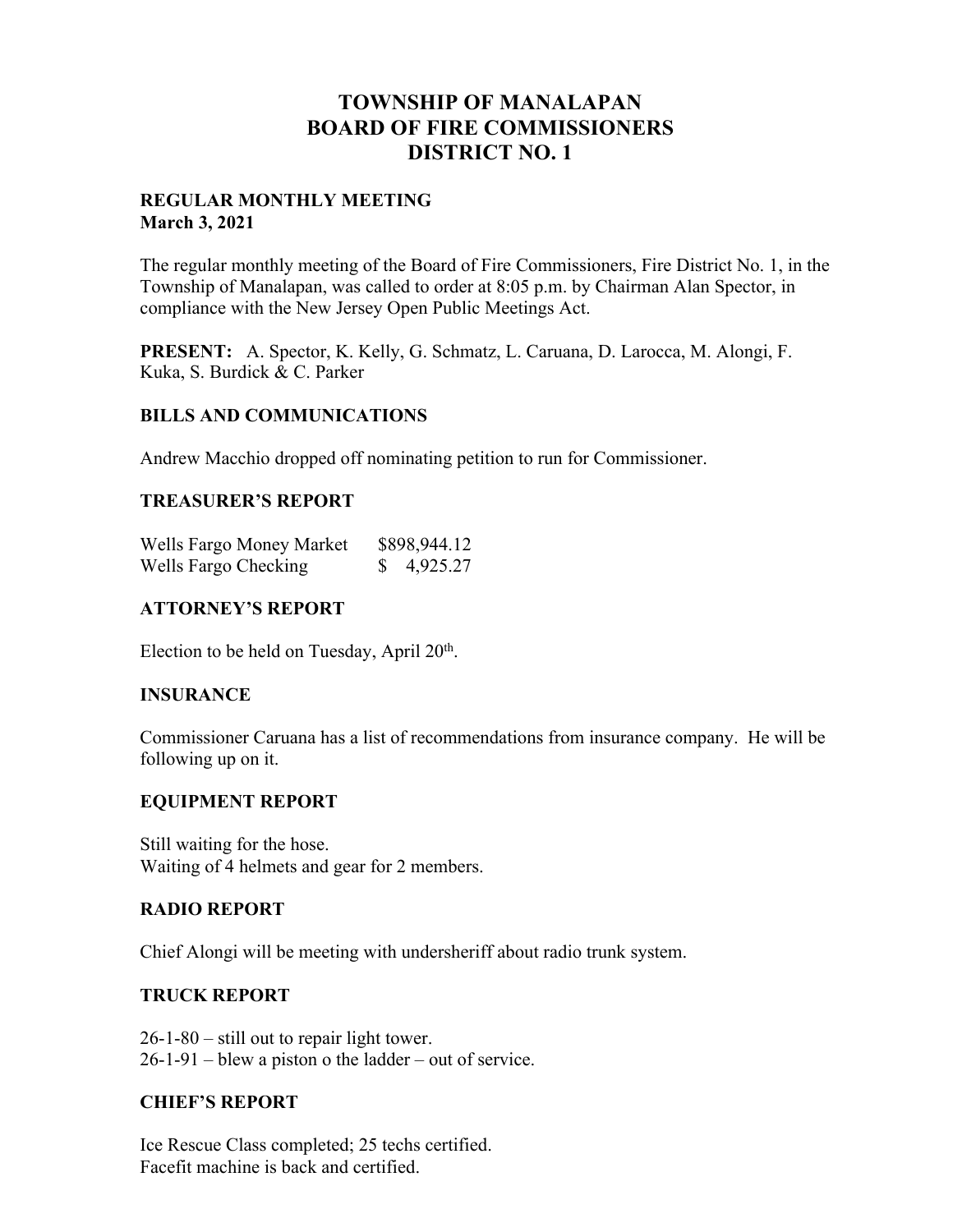# TOWNSHIP OF MANALAPAN
# BOARD OF FIRE COMMISSIONERS
# DISTRICT NO. 1

**REGULAR MONTHLY MEETING**
**March 3, 2021**

The regular monthly meeting of the Board of Fire Commissioners, Fire District No. 1, in the Township of Manalapan, was called to order at 8:05 p.m. by Chairman Alan Spector, in compliance with the New Jersey Open Public Meetings Act.

**PRESENT:** A. Spector, K. Kelly, G. Schmatz, L. Caruana, D. Larocca, M. Alongi, F. Kuka, S. Burdick & C. Parker

## BILLS AND COMMUNICATIONS

Andrew Macchio dropped off nominating petition to run for Commissioner.

## TREASURER'S REPORT

| | |
|---|---|
| Wells Fargo Money Market | $898,944.12 |
| Wells Fargo Checking | $ 4,925.27 |

## ATTORNEY'S REPORT

Election to be held on Tuesday, April 20th.

## INSURANCE

Commissioner Caruana has a list of recommendations from insurance company. He will be following up on it.

## EQUIPMENT REPORT

Still waiting for the hose.
Waiting of 4 helmets and gear for 2 members.

## RADIO REPORT

Chief Alongi will be meeting with undersheriff about radio trunk system.

## TRUCK REPORT

26-1-80 – still out to repair light tower.
26-1-91 – blew a piston o the ladder – out of service.

## CHIEF'S REPORT

Ice Rescue Class completed; 25 techs certified.
Facefit machine is back and certified.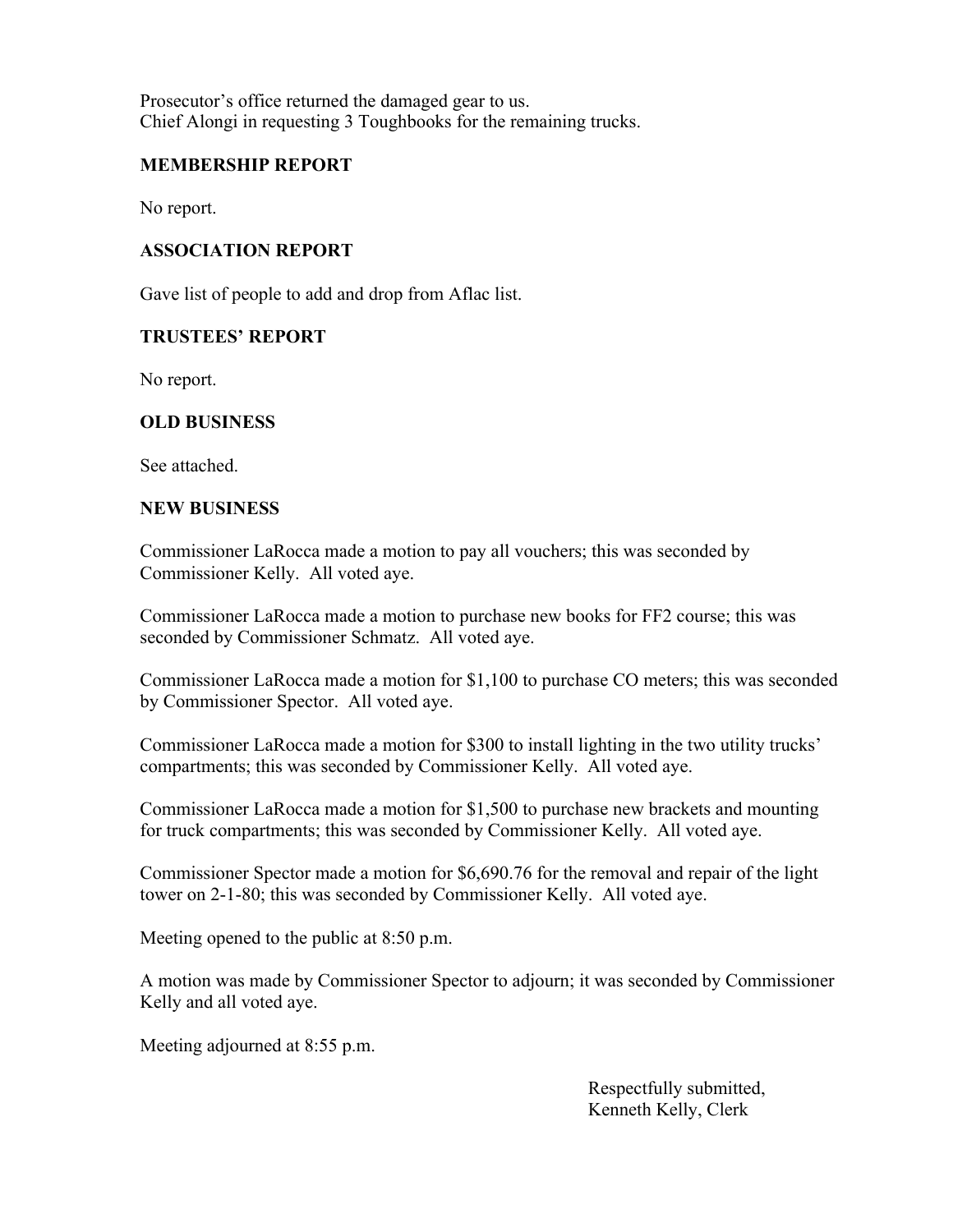Prosecutor's office returned the damaged gear to us.
Chief Alongi in requesting 3 Toughbooks for the remaining trucks.

## MEMBERSHIP REPORT

No report.

## ASSOCIATION REPORT

Gave list of people to add and drop from Aflac list.

## TRUSTEES' REPORT

No report.

## OLD BUSINESS

See attached.

## NEW BUSINESS

Commissioner LaRocca made a motion to pay all vouchers; this was seconded by Commissioner Kelly. All voted aye.

Commissioner LaRocca made a motion to purchase new books for FF2 course; this was seconded by Commissioner Schmatz. All voted aye.

Commissioner LaRocca made a motion for $1,100 to purchase CO meters; this was seconded by Commissioner Spector. All voted aye.

Commissioner LaRocca made a motion for $300 to install lighting in the two utility trucks' compartments; this was seconded by Commissioner Kelly. All voted aye.

Commissioner LaRocca made a motion for $1,500 to purchase new brackets and mounting for truck compartments; this was seconded by Commissioner Kelly. All voted aye.

Commissioner Spector made a motion for $6,690.76 for the removal and repair of the light tower on 2-1-80; this was seconded by Commissioner Kelly. All voted aye.

Meeting opened to the public at 8:50 p.m.

A motion was made by Commissioner Spector to adjourn; it was seconded by Commissioner Kelly and all voted aye.

Meeting adjourned at 8:55 p.m.

Respectfully submitted,
Kenneth Kelly, Clerk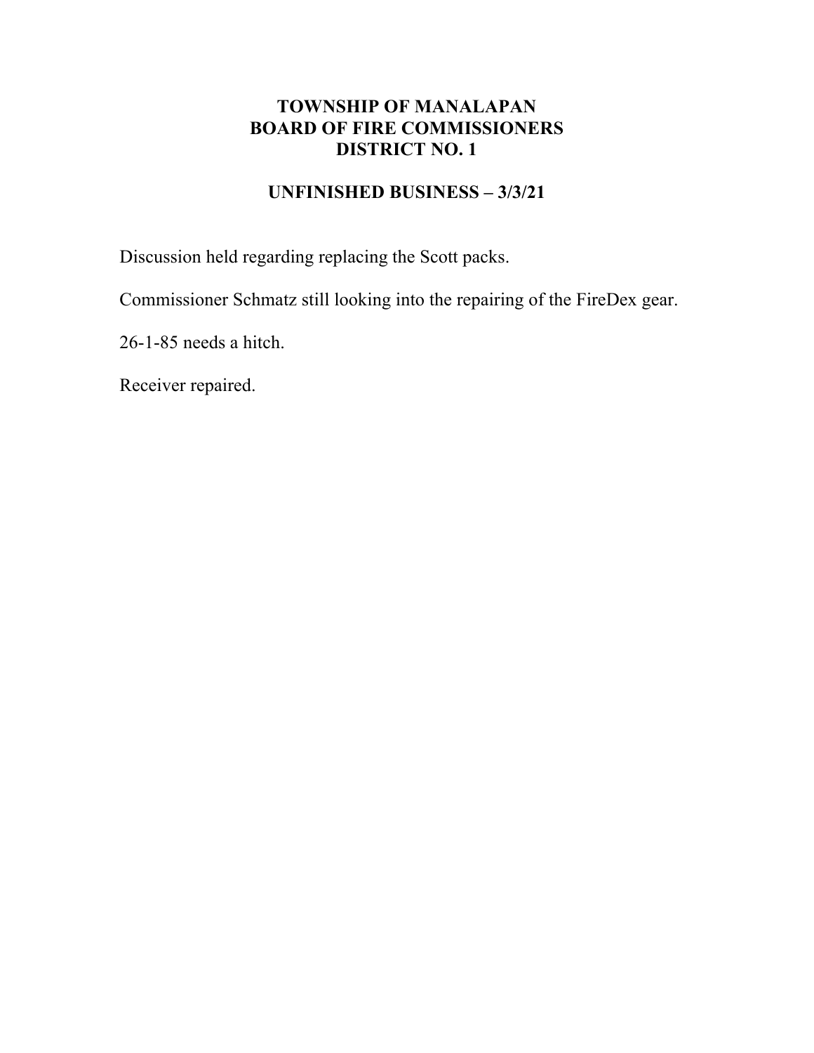# TOWNSHIP OF MANALAPAN
# BOARD OF FIRE COMMISSIONERS
# DISTRICT NO. 1

## UNFINISHED BUSINESS – 3/3/21

Discussion held regarding replacing the Scott packs.

Commissioner Schmatz still looking into the repairing of the FireDex gear.

26-1-85 needs a hitch.

Receiver repaired.